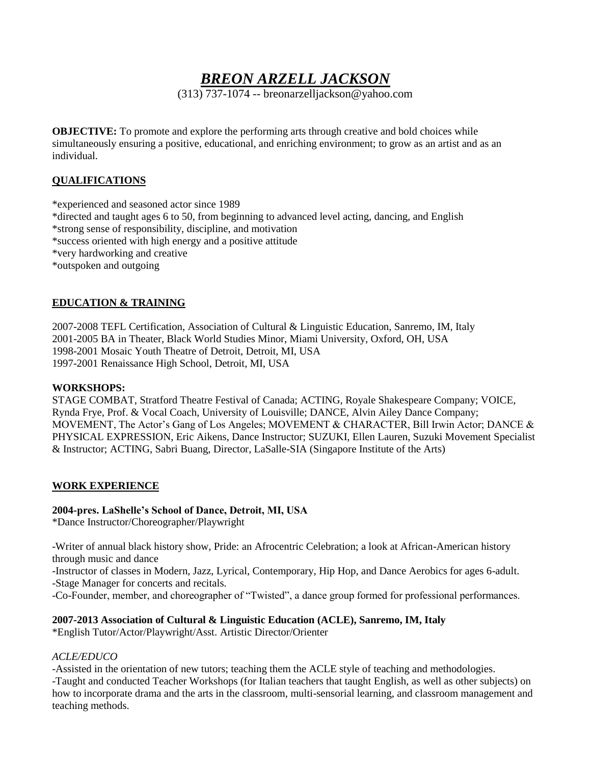# *BREON ARZELL JACKSON*

(313) 737-1074 -- breonarzelljackson@yahoo.com

**OBJECTIVE:** To promote and explore the performing arts through creative and bold choices while simultaneously ensuring a positive, educational, and enriching environment; to grow as an artist and as an individual.

## QUALIFICATIONS

*experienced and seasoned actor since 1989
*directed and taught ages 6 to 50, from beginning to advanced level acting, dancing, and English
*strong sense of responsibility, discipline, and motivation
*success oriented with high energy and a positive attitude
*very hardworking and creative
*outspoken and outgoing

## EDUCATION & TRAINING

2007-2008 TEFL Certification, Association of Cultural & Linguistic Education, Sanremo, IM, Italy
2001-2005 BA in Theater, Black World Studies Minor, Miami University, Oxford, OH, USA
1998-2001 Mosaic Youth Theatre of Detroit, Detroit, MI, USA
1997-2001 Renaissance High School, Detroit, MI, USA

**WORKSHOPS:**
STAGE COMBAT, Stratford Theatre Festival of Canada; ACTING, Royale Shakespeare Company; VOICE, Rynda Frye, Prof. & Vocal Coach, University of Louisville; DANCE, Alvin Ailey Dance Company; MOVEMENT, The Actor's Gang of Los Angeles; MOVEMENT & CHARACTER, Bill Irwin Actor; DANCE & PHYSICAL EXPRESSION, Eric Aikens, Dance Instructor; SUZUKI, Ellen Lauren, Suzuki Movement Specialist & Instructor; ACTING, Sabri Buang, Director, LaSalle-SIA (Singapore Institute of the Arts)

## WORK EXPERIENCE

**2004-pres. LaShelle's School of Dance, Detroit, MI, USA**
*Dance Instructor/Choreographer/Playwright

-Writer of annual black history show, Pride: an Afrocentric Celebration; a look at African-American history through music and dance
-Instructor of classes in Modern, Jazz, Lyrical, Contemporary, Hip Hop, and Dance Aerobics for ages 6-adult.
-Stage Manager for concerts and recitals.
-Co-Founder, member, and choreographer of "Twisted", a dance group formed for professional performances.

**2007-2013 Association of Cultural & Linguistic Education (ACLE), Sanremo, IM, Italy**
*English Tutor/Actor/Playwright/Asst. Artistic Director/Orienter

*ACLE/EDUCO*
-Assisted in the orientation of new tutors; teaching them the ACLE style of teaching and methodologies.
-Taught and conducted Teacher Workshops (for Italian teachers that taught English, as well as other subjects) on how to incorporate drama and the arts in the classroom, multi-sensorial learning, and classroom management and teaching methods.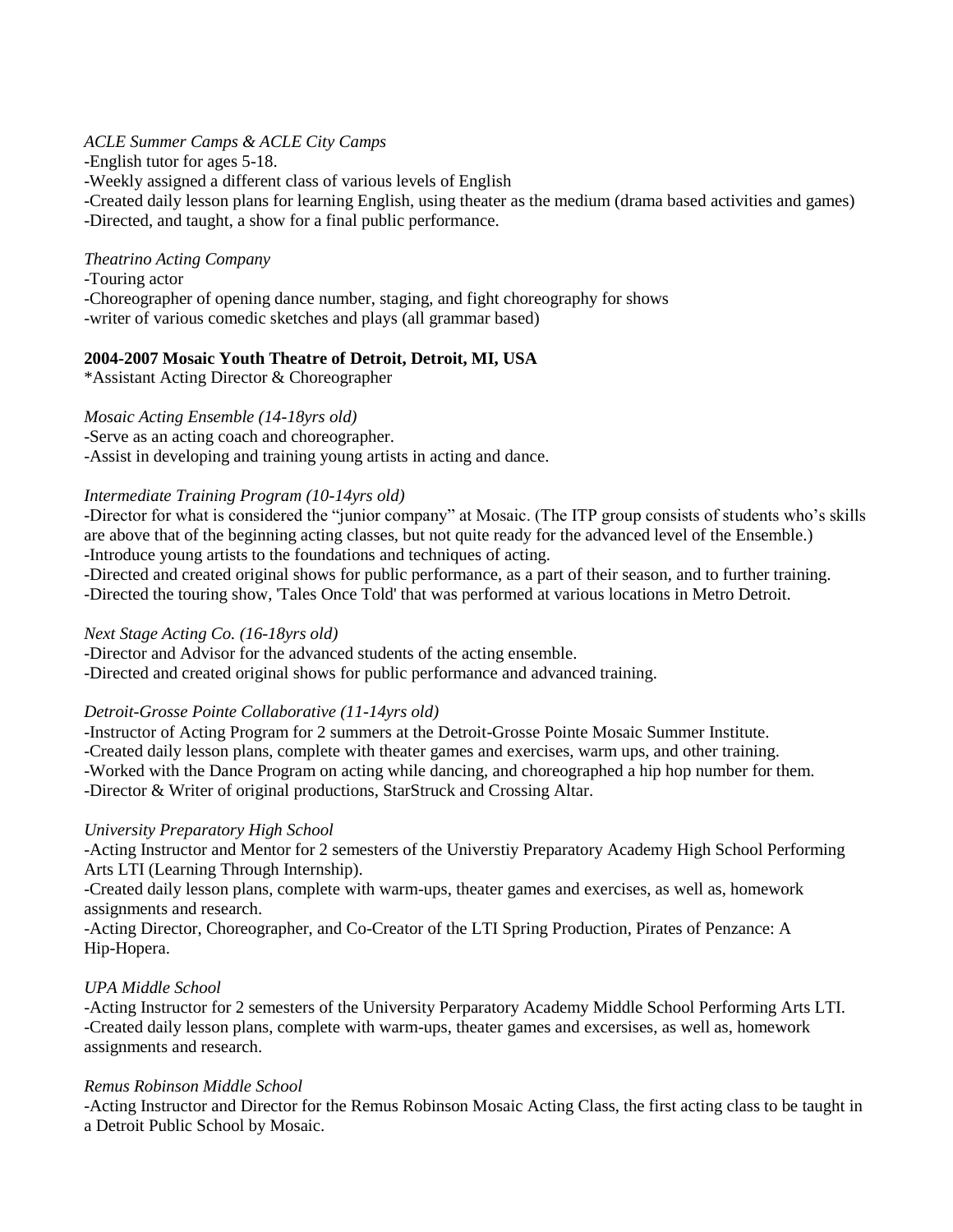*ACLE Summer Camps & ACLE City Camps*
-English tutor for ages 5-18.
-Weekly assigned a different class of various levels of English
-Created daily lesson plans for learning English, using theater as the medium (drama based activities and games)
-Directed, and taught, a show for a final public performance.

*Theatrino Acting Company*
-Touring actor
-Choreographer of opening dance number, staging, and fight choreography for shows
-writer of various comedic sketches and plays (all grammar based)

**2004-2007 Mosaic Youth Theatre of Detroit, Detroit, MI, USA**
*Assistant Acting Director & Choreographer

*Mosaic Acting Ensemble (14-18yrs old)*
-Serve as an acting coach and choreographer.
-Assist in developing and training young artists in acting and dance.

*Intermediate Training Program (10-14yrs old)*
-Director for what is considered the "junior company" at Mosaic. (The ITP group consists of students who's skills are above that of the beginning acting classes, but not quite ready for the advanced level of the Ensemble.)
-Introduce young artists to the foundations and techniques of acting.
-Directed and created original shows for public performance, as a part of their season, and to further training.
-Directed the touring show, 'Tales Once Told' that was performed at various locations in Metro Detroit.

*Next Stage Acting Co. (16-18yrs old)*
-Director and Advisor for the advanced students of the acting ensemble.
-Directed and created original shows for public performance and advanced training.

*Detroit-Grosse Pointe Collaborative (11-14yrs old)*
-Instructor of Acting Program for 2 summers at the Detroit-Grosse Pointe Mosaic Summer Institute.
-Created daily lesson plans, complete with theater games and exercises, warm ups, and other training.
-Worked with the Dance Program on acting while dancing, and choreographed a hip hop number for them.
-Director & Writer of original productions, StarStruck and Crossing Altar.

*University Preparatory High School*
-Acting Instructor and Mentor for 2 semesters of the Universtiy Preparatory Academy High School Performing Arts LTI (Learning Through Internship).
-Created daily lesson plans, complete with warm-ups, theater games and exercises, as well as, homework assignments and research.
-Acting Director, Choreographer, and Co-Creator of the LTI Spring Production, Pirates of Penzance: A Hip-Hopera.

*UPA Middle School*
-Acting Instructor for 2 semesters of the University Perparatory Academy Middle School Performing Arts LTI.
-Created daily lesson plans, complete with warm-ups, theater games and excersises, as well as, homework assignments and research.

*Remus Robinson Middle School*
-Acting Instructor and Director for the Remus Robinson Mosaic Acting Class, the first acting class to be taught in a Detroit Public School by Mosaic.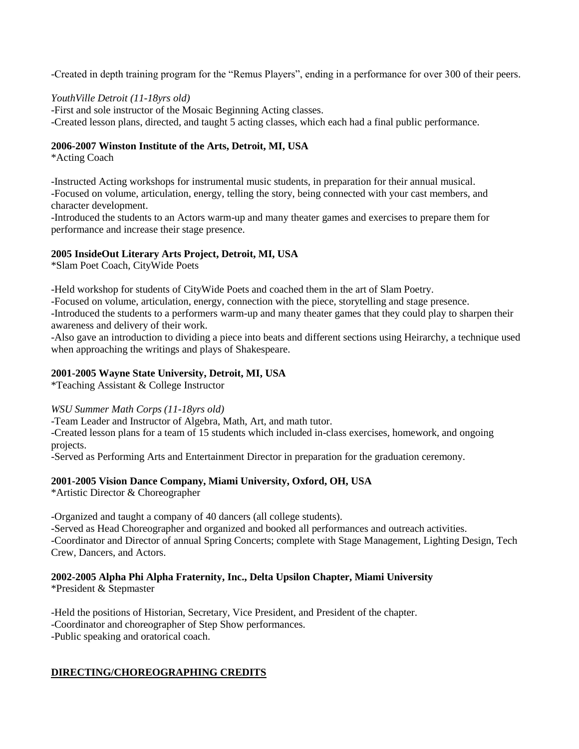-Created in depth training program for the "Remus Players", ending in a performance for over 300 of their peers.

*YouthVille Detroit (11-18yrs old)*

-First and sole instructor of the Mosaic Beginning Acting classes.

-Created lesson plans, directed, and taught 5 acting classes, which each had a final public performance.

**2006-2007 Winston Institute of the Arts, Detroit, MI, USA**

*Acting Coach

-Instructed Acting workshops for instrumental music students, in preparation for their annual musical.

-Focused on volume, articulation, energy, telling the story, being connected with your cast members, and character development.

-Introduced the students to an Actors warm-up and many theater games and exercises to prepare them for performance and increase their stage presence.

**2005 InsideOut Literary Arts Project, Detroit, MI, USA**

*Slam Poet Coach, CityWide Poets

-Held workshop for students of CityWide Poets and coached them in the art of Slam Poetry.

-Focused on volume, articulation, energy, connection with the piece, storytelling and stage presence.

-Introduced the students to a performers warm-up and many theater games that they could play to sharpen their awareness and delivery of their work.

-Also gave an introduction to dividing a piece into beats and different sections using Heirarchy, a technique used when approaching the writings and plays of Shakespeare.

**2001-2005 Wayne State University, Detroit, MI, USA**

*Teaching Assistant & College Instructor

*WSU Summer Math Corps (11-18yrs old)*

-Team Leader and Instructor of Algebra, Math, Art, and math tutor.

-Created lesson plans for a team of 15 students which included in-class exercises, homework, and ongoing projects.

-Served as Performing Arts and Entertainment Director in preparation for the graduation ceremony.

**2001-2005 Vision Dance Company, Miami University, Oxford, OH, USA**

*Artistic Director & Choreographer

-Organized and taught a company of 40 dancers (all college students).

-Served as Head Choreographer and organized and booked all performances and outreach activities.

-Coordinator and Director of annual Spring Concerts; complete with Stage Management, Lighting Design, Tech Crew, Dancers, and Actors.

**2002-2005 Alpha Phi Alpha Fraternity, Inc., Delta Upsilon Chapter, Miami University**

*President & Stepmaster

-Held the positions of Historian, Secretary, Vice President, and President of the chapter.

-Coordinator and choreographer of Step Show performances.

-Public speaking and oratorical coach.

## DIRECTING/CHOREOGRAPHING CREDITS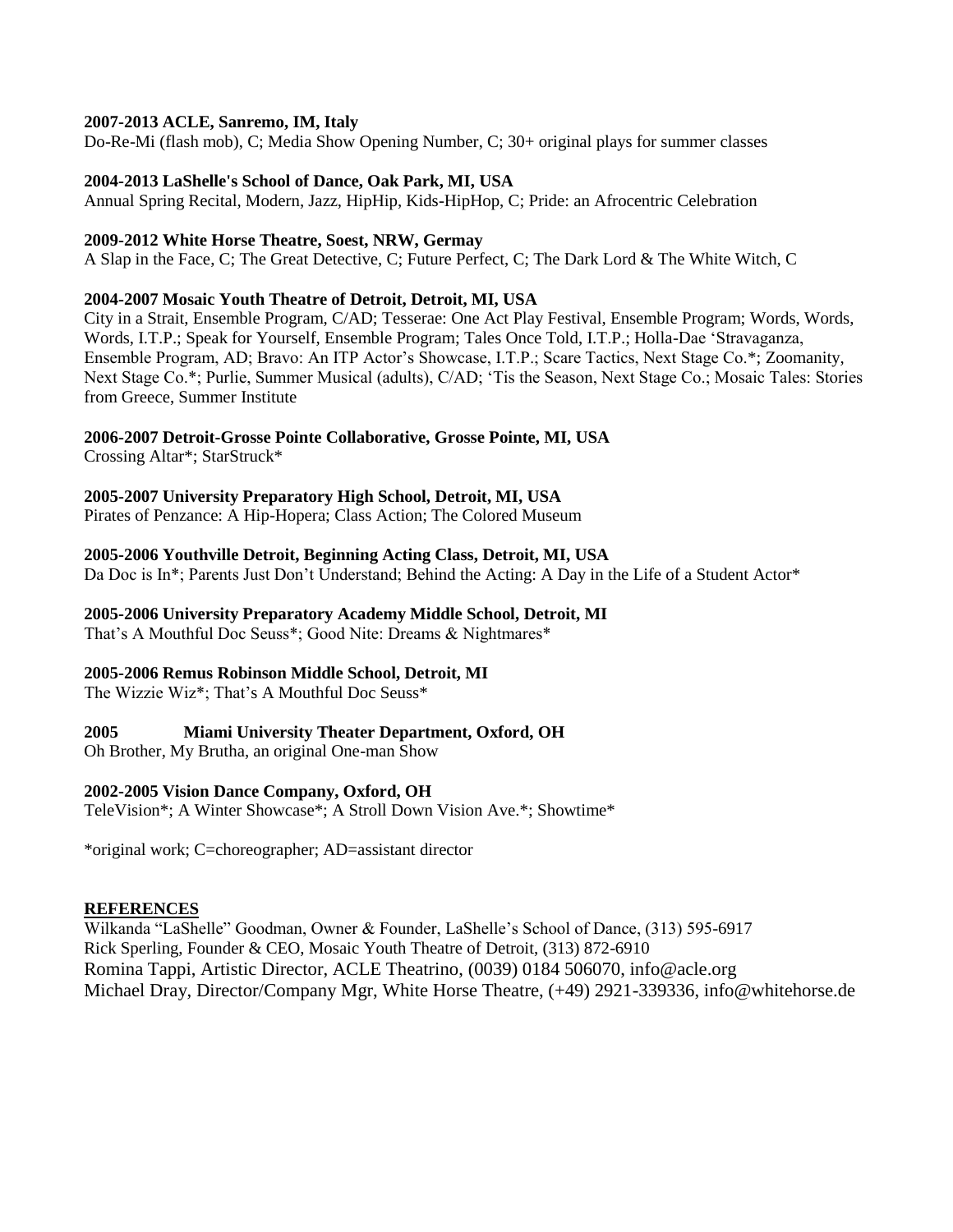**2007-2013 ACLE, Sanremo, IM, Italy**
Do-Re-Mi (flash mob), C; Media Show Opening Number, C; 30+ original plays for summer classes

**2004-2013 LaShelle's School of Dance, Oak Park, MI, USA**
Annual Spring Recital, Modern, Jazz, HipHip, Kids-HipHop, C; Pride: an Afrocentric Celebration

**2009-2012 White Horse Theatre, Soest, NRW, Germay**
A Slap in the Face, C; The Great Detective, C; Future Perfect, C; The Dark Lord & The White Witch, C

**2004-2007 Mosaic Youth Theatre of Detroit, Detroit, MI, USA**
City in a Strait, Ensemble Program, C/AD; Tesserae: One Act Play Festival, Ensemble Program; Words, Words, Words, I.T.P.; Speak for Yourself, Ensemble Program; Tales Once Told, I.T.P.; Holla-Dae 'Stravaganza, Ensemble Program, AD; Bravo: An ITP Actor's Showcase, I.T.P.; Scare Tactics, Next Stage Co.*; Zoomanity, Next Stage Co.*; Purlie, Summer Musical (adults), C/AD; 'Tis the Season, Next Stage Co.; Mosaic Tales: Stories from Greece, Summer Institute

**2006-2007 Detroit-Grosse Pointe Collaborative, Grosse Pointe, MI, USA**
Crossing Altar*; StarStruck*

**2005-2007 University Preparatory High School, Detroit, MI, USA**
Pirates of Penzance: A Hip-Hopera; Class Action; The Colored Museum

**2005-2006 Youthville Detroit, Beginning Acting Class, Detroit, MI, USA**
Da Doc is In*; Parents Just Don't Understand; Behind the Acting: A Day in the Life of a Student Actor*

**2005-2006 University Preparatory Academy Middle School, Detroit, MI**
That's A Mouthful Doc Seuss*; Good Nite: Dreams & Nightmares*

**2005-2006 Remus Robinson Middle School, Detroit, MI**
The Wizzie Wiz*; That's A Mouthful Doc Seuss*

**2005 Miami University Theater Department, Oxford, OH**
Oh Brother, My Brutha, an original One-man Show

**2002-2005 Vision Dance Company, Oxford, OH**
TeleVision*; A Winter Showcase*; A Stroll Down Vision Ave.*; Showtime*

*original work; C=choreographer; AD=assistant director

**REFERENCES**

Wilkanda "LaShelle" Goodman, Owner & Founder, LaShelle's School of Dance, (313) 595-6917
Rick Sperling, Founder & CEO, Mosaic Youth Theatre of Detroit, (313) 872-6910
Romina Tappi, Artistic Director, ACLE Theatrino, (0039) 0184 506070, info@acle.org
Michael Dray, Director/Company Mgr, White Horse Theatre, (+49) 2921-339336, info@whitehorse.de